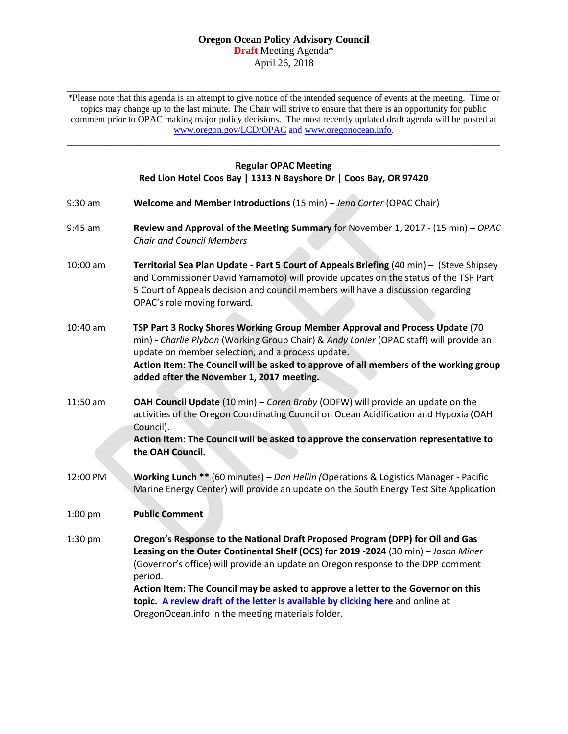# Oregon Ocean Policy Advisory Council

**Draft** Meeting Agenda*

April 26, 2018

---

*Please note that this agenda is an attempt to give notice of the intended sequence of events at the meeting. Time or topics may change up to the last minute. The Chair will strive to ensure that there is an opportunity for public comment prior to OPAC making major policy decisions. The most recently updated draft agenda will be posted at www.oregon.gov/LCD/OPAC and www.oregonocean.info.

---

## Regular OPAC Meeting

**Red Lion Hotel Coos Bay | 1313 N Bayshore Dr | Coos Bay, OR 97420**

9:30 am — **Welcome and Member Introductions** (15 min) – *Jena Carter* (OPAC Chair)

9:45 am — **Review and Approval of the Meeting Summary** for November 1, 2017 - (15 min) – *OPAC Chair and Council Members*

10:00 am — **Territorial Sea Plan Update - Part 5 Court of Appeals Briefing** (40 min) **–** (Steve Shipsey and Commissioner David Yamamoto) will provide updates on the status of the TSP Part 5 Court of Appeals decision and council members will have a discussion regarding OPAC's role moving forward.

10:40 am — **TSP Part 3 Rocky Shores Working Group Member Approval and Process Update** (70 min) **-** *Charlie Plybon* (Working Group Chair) & *Andy Lanier* (OPAC staff) will provide an update on member selection, and a process update.
**Action Item: The Council will be asked to approve of all members of the working group added after the November 1, 2017 meeting.**

11:50 am — **OAH Council Update** (10 min) – *Caren Braby* (ODFW) will provide an update on the activities of the Oregon Coordinating Council on Ocean Acidification and Hypoxia (OAH Council).
**Action Item: The Council will be asked to approve the conservation representative to the OAH Council.**

12:00 PM — **Working Lunch \*\*** (60 minutes) – *Dan Hellin (*Operations & Logistics Manager - Pacific Marine Energy Center) will provide an update on the South Energy Test Site Application.

1:00 pm — **Public Comment**

1:30 pm — **Oregon's Response to the National Draft Proposed Program (DPP) for Oil and Gas Leasing on the Outer Continental Shelf (OCS) for 2019 -2024** (30 min) – *Jason Miner* (Governor's office) will provide an update on Oregon response to the DPP comment period.
**Action Item: The Council may be asked to approve a letter to the Governor on this topic. A review draft of the letter is available by clicking here** and online at OregonOcean.info in the meeting materials folder.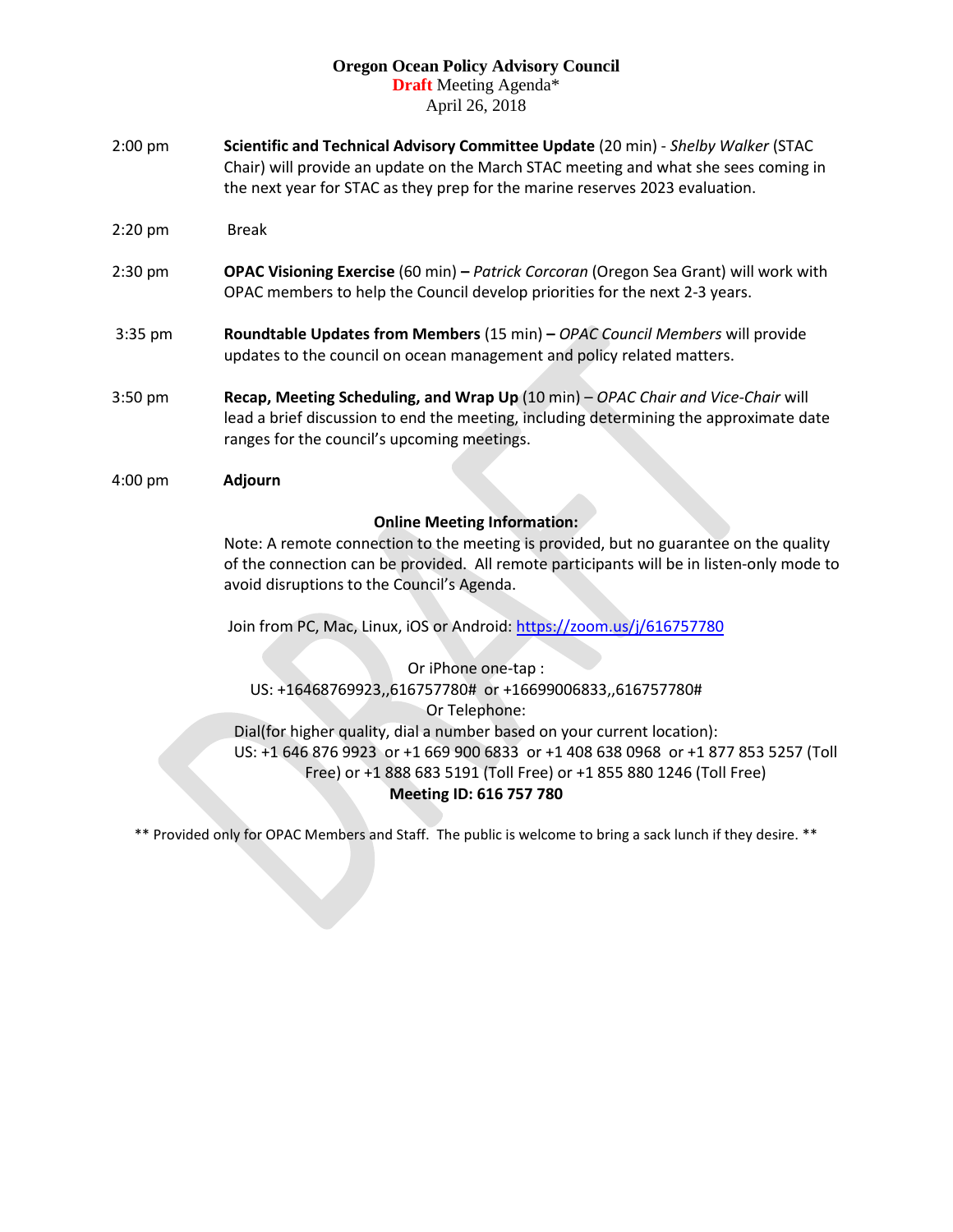**Oregon Ocean Policy Advisory Council**
**Draft** Meeting Agenda*
April 26, 2018

| | | |
|---|---|---|
| 2:00 pm | **Scientific and Technical Advisory Committee Update** (20 min) - *Shelby Walker* (STAC Chair) will provide an update on the March STAC meeting and what she sees coming in the next year for STAC as they prep for the marine reserves 2023 evaluation. |
| 2:20 pm | Break |
| 2:30 pm | **OPAC Visioning Exercise** (60 min) **–** *Patrick Corcoran* (Oregon Sea Grant) will work with OPAC members to help the Council develop priorities for the next 2-3 years. |
| 3:35 pm | **Roundtable Updates from Members** (15 min) **–** *OPAC Council Members* will provide updates to the council on ocean management and policy related matters. |
| 3:50 pm | **Recap, Meeting Scheduling, and Wrap Up** (10 min) – *OPAC Chair and Vice-Chair* will lead a brief discussion to end the meeting, including determining the approximate date ranges for the council's upcoming meetings. |
| 4:00 pm | **Adjourn** |

**Online Meeting Information:**

Note: A remote connection to the meeting is provided, but no guarantee on the quality of the connection can be provided. All remote participants will be in listen-only mode to avoid disruptions to the Council's Agenda.

Join from PC, Mac, Linux, iOS or Android: https://zoom.us/j/616757780

Or iPhone one-tap :
US: +16468769923,,616757780# or +16699006833,,616757780#
Or Telephone:
Dial(for higher quality, dial a number based on your current location):
US: +1 646 876 9923 or +1 669 900 6833 or +1 408 638 0968 or +1 877 853 5257 (Toll Free) or +1 888 683 5191 (Toll Free) or +1 855 880 1246 (Toll Free)
**Meeting ID: 616 757 780**

** Provided only for OPAC Members and Staff. The public is welcome to bring a sack lunch if they desire. **